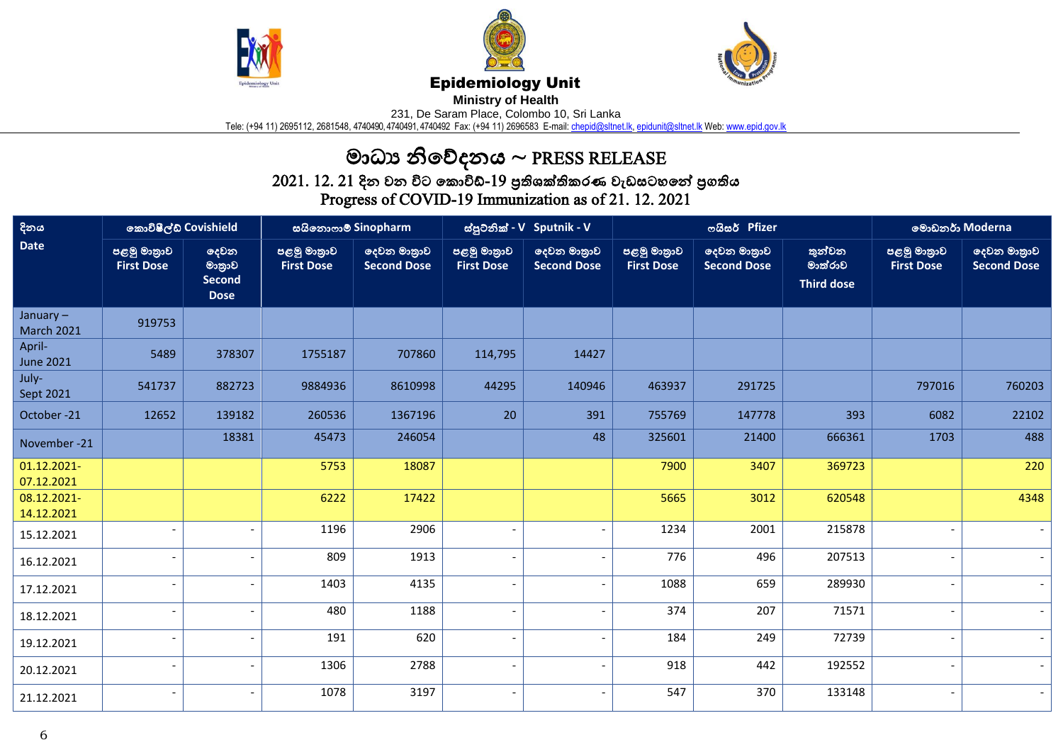# Epidemiology Unit

**Ministry of Health**

231, De Saram Place, Colombo 10, Sri Lanka

Tele: (+94 11) 2695112, 2681548, 4740490, 4740491, 4740492 Fax: (+94 11) 2696583 E-mail: chepid@sltnet.lk, epidunit@sltnet.lk Web: www.epid.gov.lk

## මාධ්‍ය නිවේදනය ~ PRESS RELEASE

### 2021. 12. 21 දින වන විට කොවිඩ්-19 ප්‍රතිශක්තිකරණ වැඩසටහනේ ප්‍රගතිය
### Progress of COVID-19 Immunization as of 21. 12. 2021

| දිනය Date | කොවිෂීල්ඩ් Covishield | | සයිනොෆාම් Sinopharm | | ස්පුට්නික් - V Sputnik - V | | ෆයිසර් Pfizer | | | මොඩනර් Moderna | |
|---|---|---|---|---|---|---|---|---|---|---|---|
| | පළමු මාත්‍රාව First Dose | දෙවන මාත්‍රාව Second Dose | පළමු මාත්‍රාව First Dose | දෙවන මාත්‍රාව Second Dose | පළමු මාත්‍රාව First Dose | දෙවන මාත්‍රාව Second Dose | පළමු මාත්‍රාව First Dose | දෙවන මාත්‍රාව Second Dose | තුන්වන මාත්‍රාව Third dose | පළමු මාත්‍රාව First Dose | දෙවන මාත්‍රාව Second Dose |
| January – March 2021 | 919753 | | | | | | | | | | |
| April- June 2021 | 5489 | 378307 | 1755187 | 707860 | 114,795 | 14427 | | | | | |
| July- Sept 2021 | 541737 | 882723 | 9884936 | 8610998 | 44295 | 140946 | 463937 | 291725 | | 797016 | 760203 |
| October -21 | 12652 | 139182 | 260536 | 1367196 | 20 | 391 | 755769 | 147778 | 393 | 6082 | 22102 |
| November -21 | | 18381 | 45473 | 246054 | | 48 | 325601 | 21400 | 666361 | 1703 | 488 |
| 01.12.2021- 07.12.2021 | | | 5753 | 18087 | | | 7900 | 3407 | 369723 | | 220 |
| 08.12.2021- 14.12.2021 | | | 6222 | 17422 | | | 5665 | 3012 | 620548 | | 4348 |
| 15.12.2021 | - | - | 1196 | 2906 | - | - | 1234 | 2001 | 215878 | - | - |
| 16.12.2021 | - | - | 809 | 1913 | - | - | 776 | 496 | 207513 | - | - |
| 17.12.2021 | - | - | 1403 | 4135 | - | - | 1088 | 659 | 289930 | - | - |
| 18.12.2021 | - | - | 480 | 1188 | - | - | 374 | 207 | 71571 | - | - |
| 19.12.2021 | - | - | 191 | 620 | - | - | 184 | 249 | 72739 | - | - |
| 20.12.2021 | - | - | 1306 | 2788 | - | - | 918 | 442 | 192552 | - | - |
| 21.12.2021 | - | - | 1078 | 3197 | - | - | 547 | 370 | 133148 | - | - |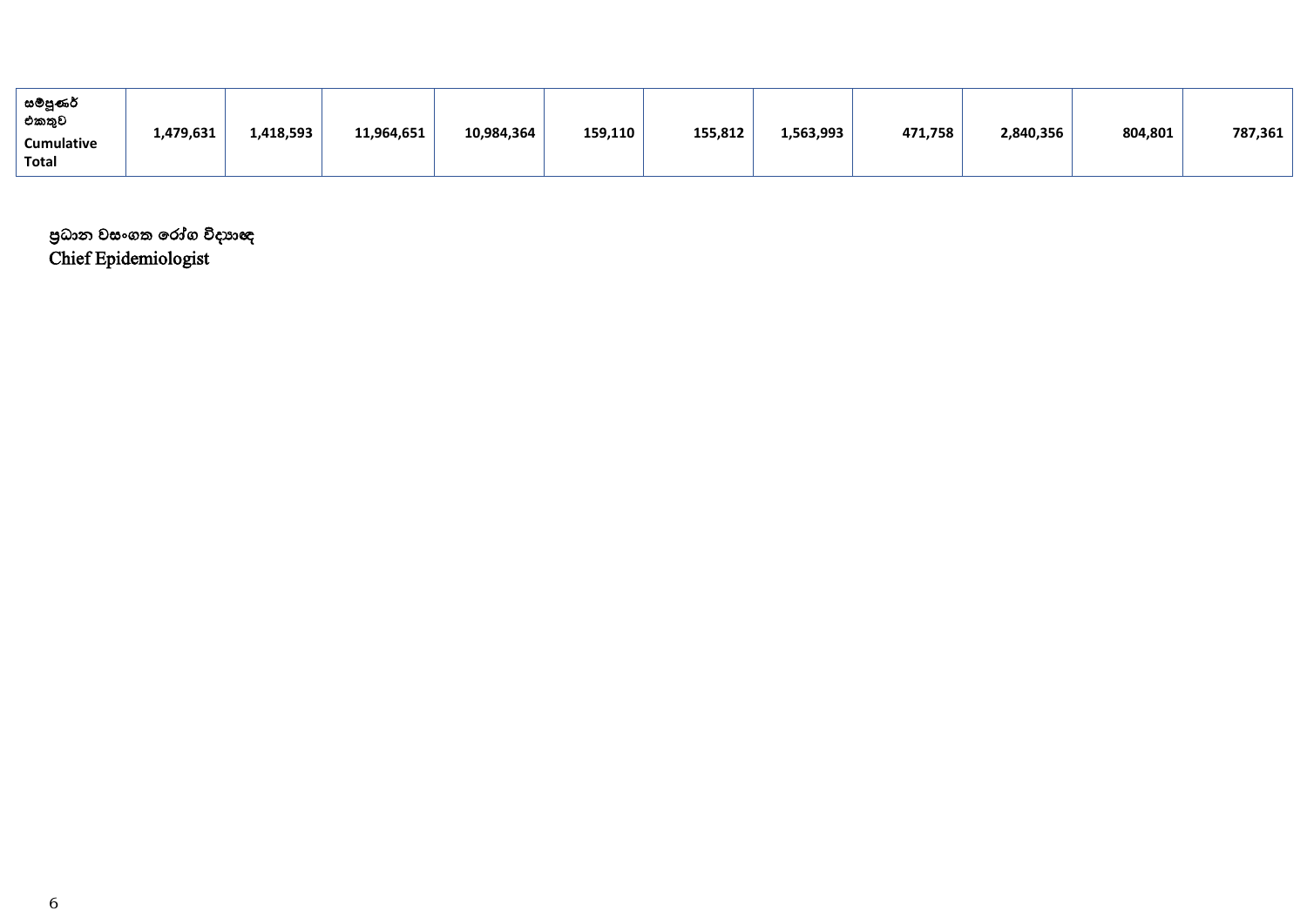| | | | | | | | | | | | |
|---|---|---|---|---|---|---|---|---|---|---|---|
| **සම්පූර්ණ එකතුව Cumulative Total** | **1,479,631** | **1,418,593** | **11,964,651** | **10,984,364** | **159,110** | **155,812** | **1,563,993** | **471,758** | **2,840,356** | **804,801** | **787,361** |

ප්‍රධාන වසංගත රෝග විද්‍යාඥ
Chief Epidemiologist